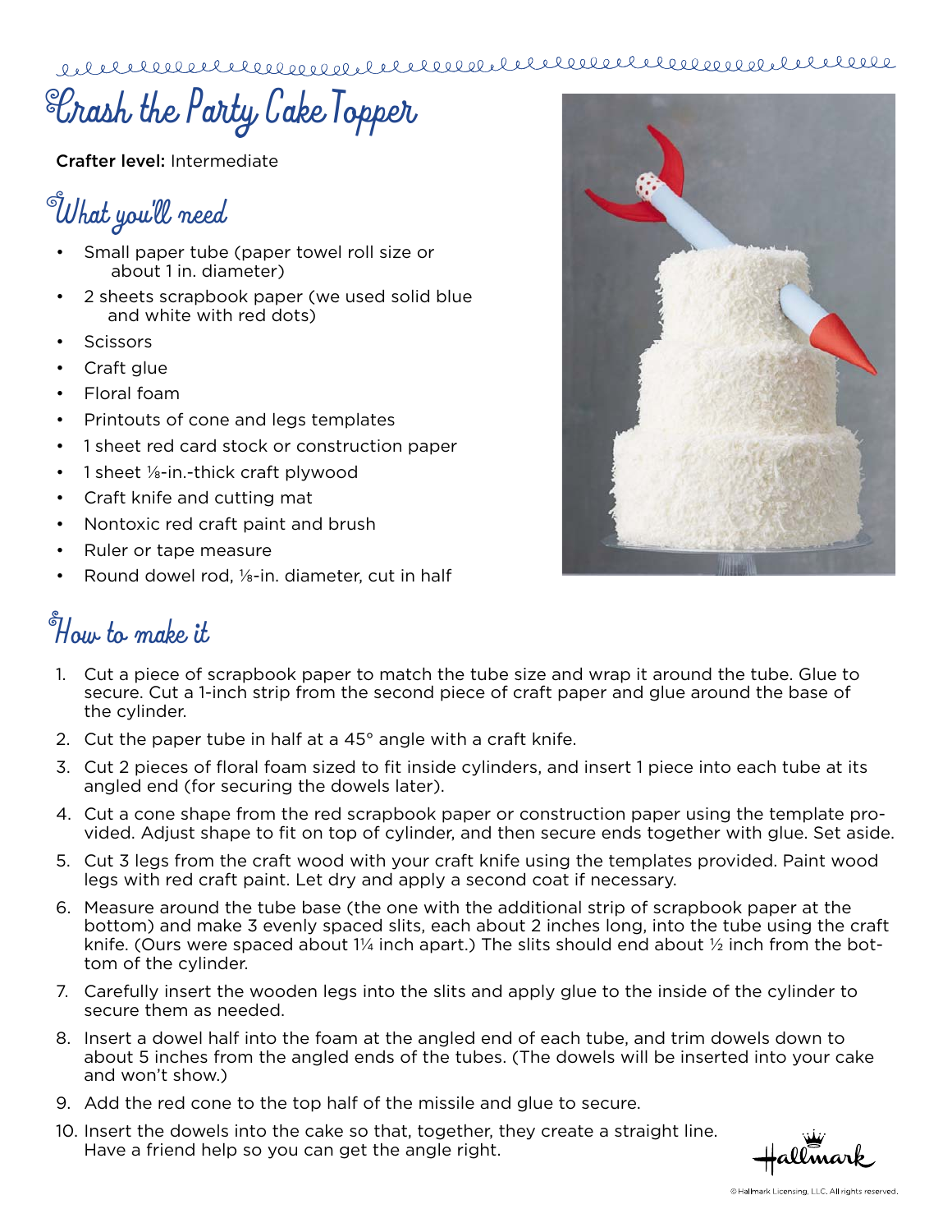# Crash the Party Cake Topper

**Crafter level:** Intermediate

## What you'll need

- Small paper tube (paper towel roll size or about 1 in. diameter)
- 2 sheets scrapbook paper (we used solid blue and white with red dots)
- Scissors
- Craft glue
- Floral foam
- Printouts of cone and legs templates
- 1 sheet red card stock or construction paper
- 1 sheet ⅛-in.-thick craft plywood
- Craft knife and cutting mat
- Nontoxic red craft paint and brush
- Ruler or tape measure
- Round dowel rod, ⅛-in. diameter, cut in half

## How to make it

1. Cut a piece of scrapbook paper to match the tube size and wrap it around the tube. Glue to secure. Cut a 1-inch strip from the second piece of craft paper and glue around the base of the cylinder.
2. Cut the paper tube in half at a 45° angle with a craft knife.
3. Cut 2 pieces of floral foam sized to fit inside cylinders, and insert 1 piece into each tube at its angled end (for securing the dowels later).
4. Cut a cone shape from the red scrapbook paper or construction paper using the template provided. Adjust shape to fit on top of cylinder, and then secure ends together with glue. Set aside.
5. Cut 3 legs from the craft wood with your craft knife using the templates provided. Paint wood legs with red craft paint. Let dry and apply a second coat if necessary.
6. Measure around the tube base (the one with the additional strip of scrapbook paper at the bottom) and make 3 evenly spaced slits, each about 2 inches long, into the tube using the craft knife. (Ours were spaced about 1¼ inch apart.) The slits should end about ½ inch from the bottom of the cylinder.
7. Carefully insert the wooden legs into the slits and apply glue to the inside of the cylinder to secure them as needed.
8. Insert a dowel half into the foam at the angled end of each tube, and trim dowels down to about 5 inches from the angled ends of the tubes. (The dowels will be inserted into your cake and won't show.)
9. Add the red cone to the top half of the missile and glue to secure.
10. Insert the dowels into the cake so that, together, they create a straight line. Have a friend help so you can get the angle right.

© Hallmark Licensing, LLC. All rights reserved.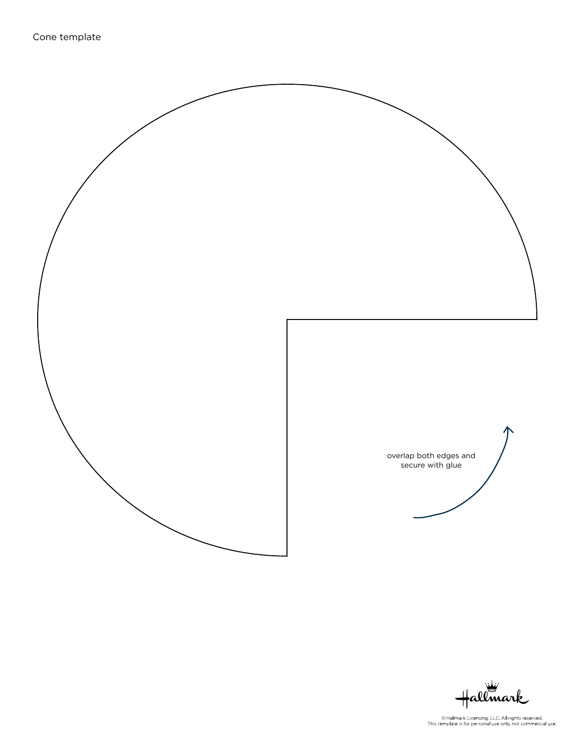Cone template

overlap both edges and secure with glue

© Hallmark Licensing, LLC. All rights reserved.
This template is for personal use only, not commercial use.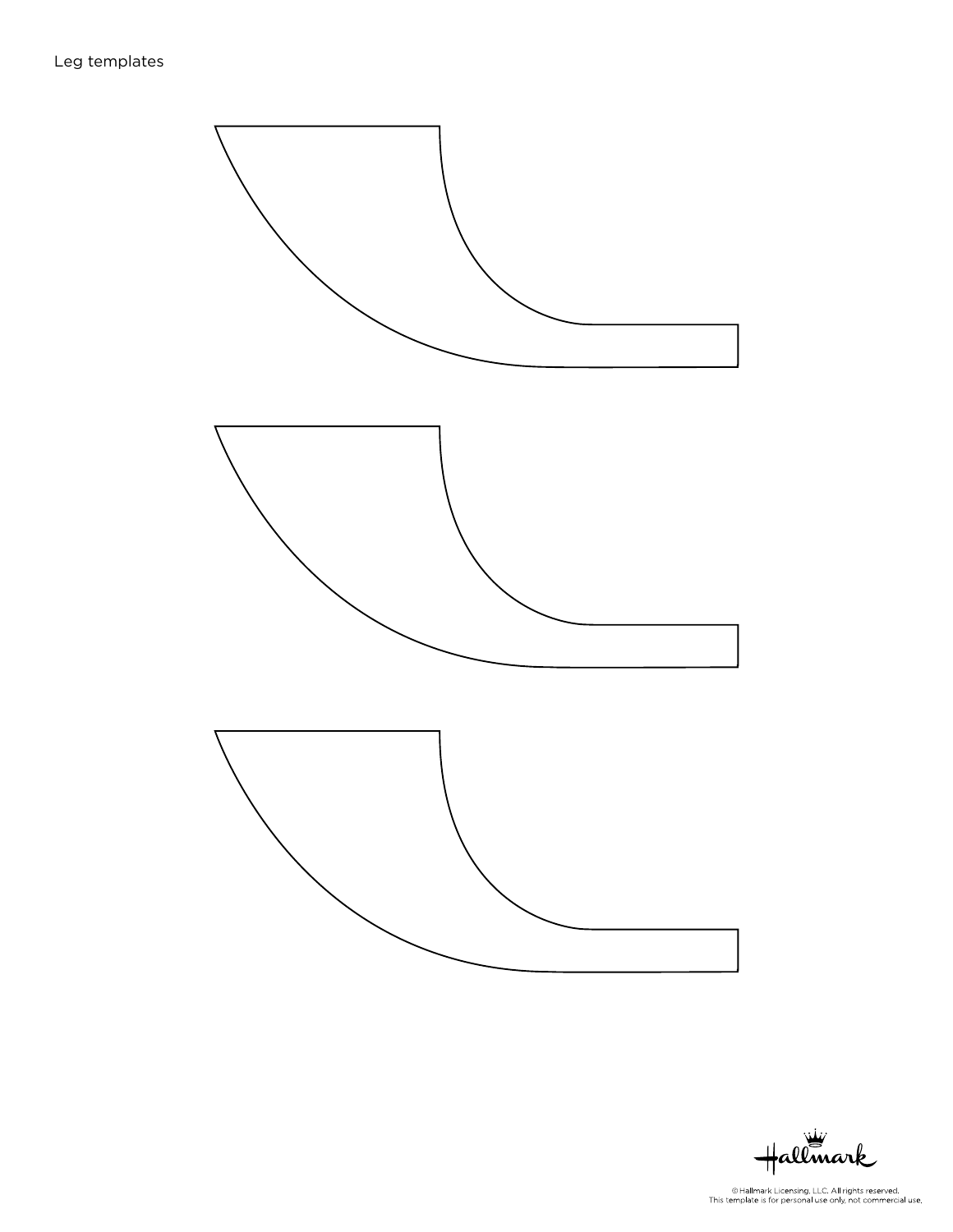Leg templates